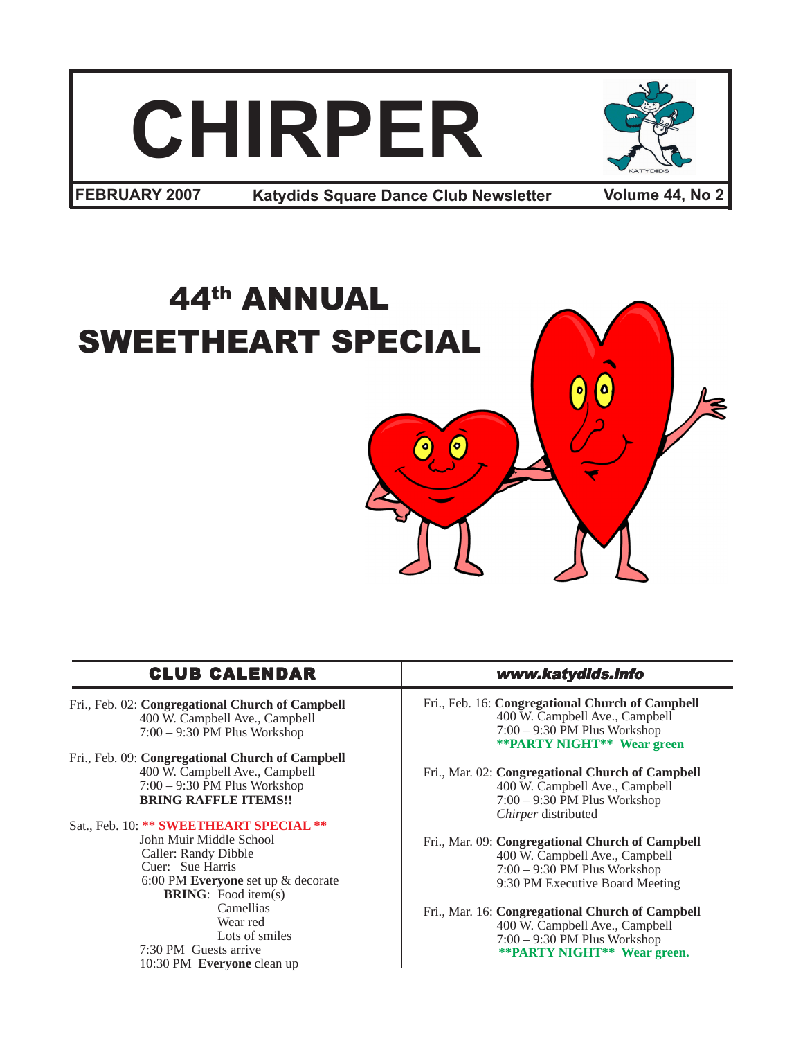# CHIRPER

**FEBRUARY 2007** — **Katydids Square Dance Club Newsletter** — **Volume 44, No 2**

# 44th ANNUAL SWEETHEART SPECIAL

## CLUB CALENDAR

***www.katydids.info***

Fri., Feb. 02: **Congregational Church of Campbell**
400 W. Campbell Ave., Campbell
7:00 – 9:30 PM Plus Workshop

Fri., Feb. 09: **Congregational Church of Campbell**
400 W. Campbell Ave., Campbell
7:00 – 9:30 PM Plus Workshop
**BRING RAFFLE ITEMS!!**

Sat., Feb. 10: **\*\* SWEETHEART SPECIAL \*\***
John Muir Middle School
Caller: Randy Dibble
Cuer: Sue Harris
6:00 PM **Everyone** set up & decorate
**BRING**: Food item(s)
Camellias
Wear red
Lots of smiles
7:30 PM Guests arrive
10:30 PM **Everyone** clean up

Fri., Feb. 16: **Congregational Church of Campbell**
400 W. Campbell Ave., Campbell
7:00 – 9:30 PM Plus Workshop
**\*\*PARTY NIGHT\*\* Wear green**

Fri., Mar. 02: **Congregational Church of Campbell**
400 W. Campbell Ave., Campbell
7:00 – 9:30 PM Plus Workshop
*Chirper* distributed

Fri., Mar. 09: **Congregational Church of Campbell**
400 W. Campbell Ave., Campbell
7:00 – 9:30 PM Plus Workshop
9:30 PM Executive Board Meeting

Fri., Mar. 16: **Congregational Church of Campbell**
400 W. Campbell Ave., Campbell
7:00 – 9:30 PM Plus Workshop
**\*\*PARTY NIGHT\*\* Wear green.**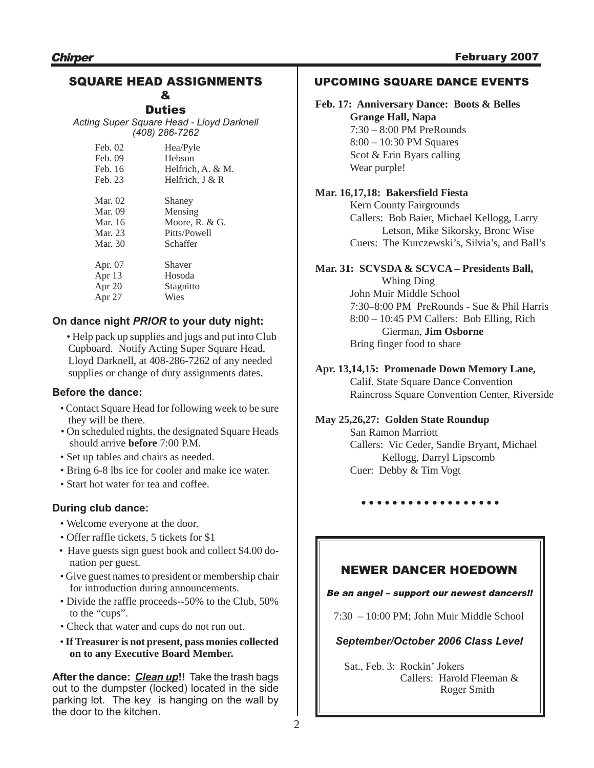## SQUARE HEAD ASSIGNMENTS & Duties

*Acting Super Square Head - Lloyd Darknell (408) 286-7262*

| | |
|---|---|
| Feb. 02 | Hea/Pyle |
| Feb. 09 | Hebson |
| Feb. 16 | Helfrich, A. & M. |
| Feb. 23 | Helfrich, J & R |
| Mar. 02 | Shaney |
| Mar. 09 | Mensing |
| Mar. 16 | Moore, R. & G. |
| Mar. 23 | Pitts/Powell |
| Mar. 30 | Schaffer |
| Apr. 07 | Shaver |
| Apr 13 | Hosoda |
| Apr 20 | Stagnitto |
| Apr 27 | Wies |

### On dance night *PRIOR* to your duty night:

- Help pack up supplies and jugs and put into Club Cupboard. Notify Acting Super Square Head, Lloyd Darknell, at 408-286-7262 of any needed supplies or change of duty assignments dates.

### Before the dance:

- Contact Square Head for following week to be sure they will be there.
- On scheduled nights, the designated Square Heads should arrive **before** 7:00 P.M.
- Set up tables and chairs as needed.
- Bring 6-8 lbs ice for cooler and make ice water.
- Start hot water for tea and coffee.

### During club dance:

- Welcome everyone at the door.
- Offer raffle tickets, 5 tickets for $1
- Have guests sign guest book and collect $4.00 donation per guest.
- Give guest names to president or membership chair for introduction during announcements.
- Divide the raffle proceeds--50% to the Club, 50% to the "cups".
- Check that water and cups do not run out.
- **If Treasurer is not present, pass monies collected on to any Executive Board Member.**

**After the dance: *Clean up*!!** Take the trash bags out to the dumpster (locked) located in the side parking lot. The key is hanging on the wall by the door to the kitchen.

## UPCOMING SQUARE DANCE EVENTS

**Feb. 17: Anniversary Dance: Boots & Belles**
**Grange Hall, Napa**
7:30 – 8:00 PM PreRounds
8:00 – 10:30 PM Squares
Scot & Erin Byars calling
Wear purple!

**Mar. 16,17,18: Bakersfield Fiesta**
Kern County Fairgrounds
Callers: Bob Baier, Michael Kellogg, Larry Letson, Mike Sikorsky, Bronc Wise
Cuers: The Kurczewski's, Silvia's, and Ball's

**Mar. 31: SCVSDA & SCVCA – Presidents Ball,** Whing Ding
John Muir Middle School
7:30–8:00 PM PreRounds - Sue & Phil Harris
8:00 – 10:45 PM Callers: Bob Elling, Rich Gierman, **Jim Osborne**
Bring finger food to share

**Apr. 13,14,15: Promenade Down Memory Lane,**
Calif. State Square Dance Convention
Raincross Square Convention Center, Riverside

**May 25,26,27: Golden State Roundup**
San Ramon Marriott
Callers: Vic Ceder, Sandie Bryant, Michael Kellogg, Darryl Lipscomb
Cuer: Debby & Tim Vogt

• • • • • • • • • • • • • • • • • •

## NEWER DANCER HOEDOWN

***Be an angel – support our newest dancers!!***

7:30 – 10:00 PM; John Muir Middle School

***September/October 2006 Class Level***

Sat., Feb. 3: Rockin' Jokers
Callers: Harold Fleeman & Roger Smith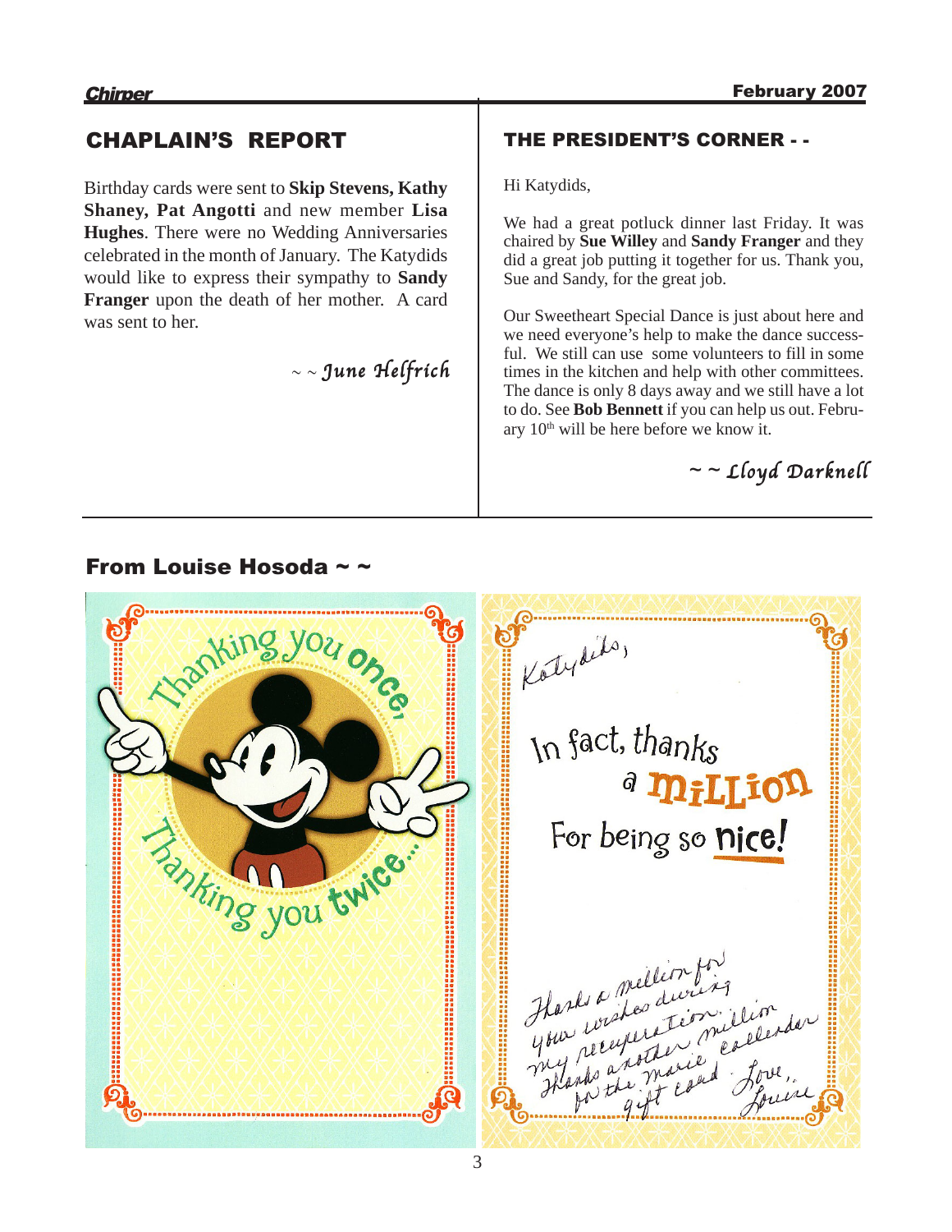## CHAPLAIN'S REPORT

Birthday cards were sent to **Skip Stevens, Kathy Shaney, Pat Angotti** and new member **Lisa Hughes**. There were no Wedding Anniversaries celebrated in the month of January. The Katydids would like to express their sympathy to **Sandy Franger** upon the death of her mother. A card was sent to her.

~ ~ *June Helfrich*

## THE PRESIDENT'S CORNER - -

Hi Katydids,

We had a great potluck dinner last Friday. It was chaired by **Sue Willey** and **Sandy Franger** and they did a great job putting it together for us. Thank you, Sue and Sandy, for the great job.

Our Sweetheart Special Dance is just about here and we need everyone's help to make the dance successful. We still can use some volunteers to fill in some times in the kitchen and help with other committees. The dance is only 8 days away and we still have a lot to do. See **Bob Bennett** if you can help us out. February 10th will be here before we know it.

~ ~ *Lloyd Darknell*

## From Louise Hosoda ~ ~

Thanking you once, Thanking you twice...

Katydids,

In fact, thanks a MILLION For being so nice!

Thanks a million for your wishes during my recuperation. Thanks another million for the Marie Callender gift card.

Love,
Louise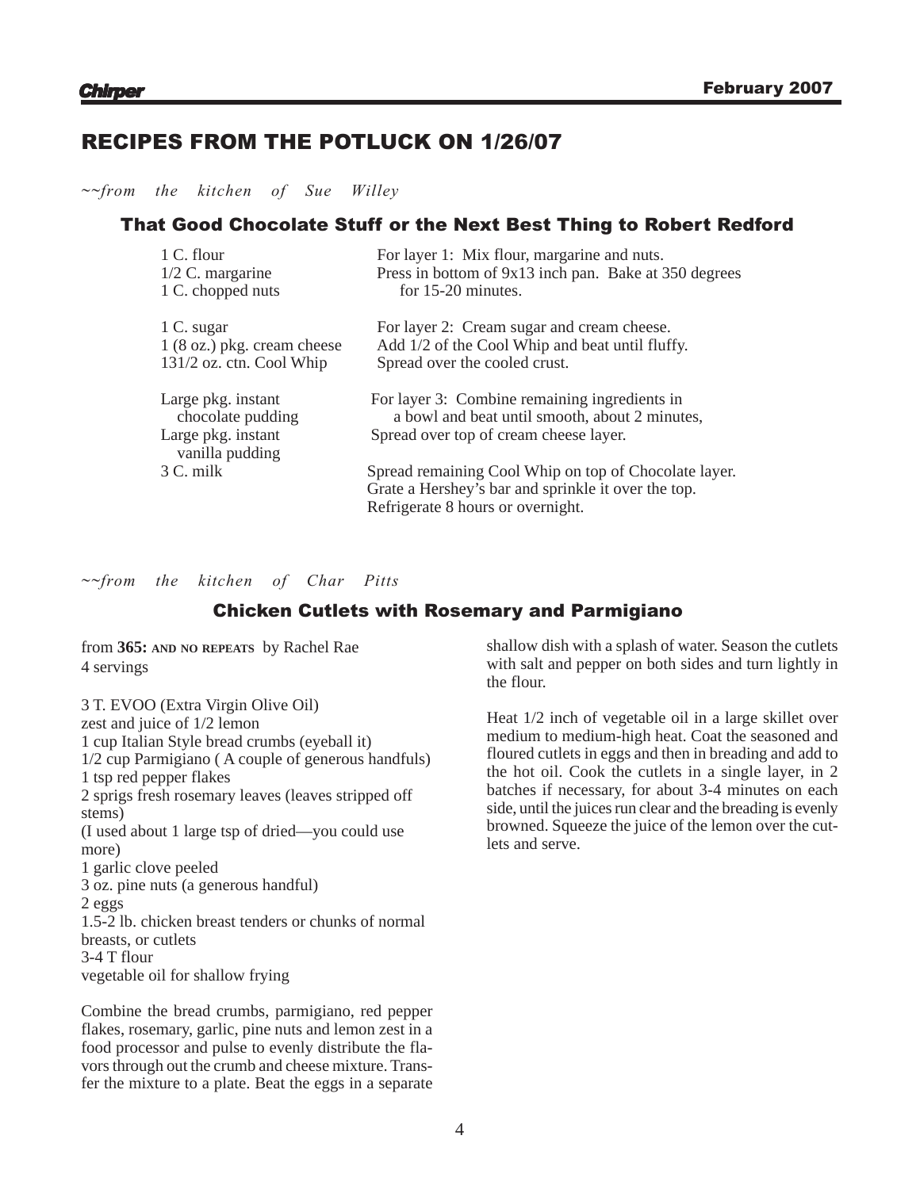# RECIPES FROM THE POTLUCK ON 1/26/07

*~~from the kitchen of Sue Willey*

## That Good Chocolate Stuff or the Next Best Thing to Robert Redford

| Ingredients | Directions |
|---|---|
| 1 C. flour<br>1/2 C. margarine<br>1 C. chopped nuts | For layer 1: Mix flour, margarine and nuts. Press in bottom of 9x13 inch pan. Bake at 350 degrees for 15-20 minutes. |
| 1 C. sugar<br>1 (8 oz.) pkg. cream cheese<br>131/2 oz. ctn. Cool Whip | For layer 2: Cream sugar and cream cheese. Add 1/2 of the Cool Whip and beat until fluffy. Spread over the cooled crust. |
| Large pkg. instant chocolate pudding<br>Large pkg. instant vanilla pudding<br>3 C. milk | For layer 3: Combine remaining ingredients in a bowl and beat until smooth, about 2 minutes, Spread over top of cream cheese layer.<br><br>Spread remaining Cool Whip on top of Chocolate layer. Grate a Hershey's bar and sprinkle it over the top. Refrigerate 8 hours or overnight. |

*~~from the kitchen of Char Pitts*

## Chicken Cutlets with Rosemary and Parmigiano

from **365: AND NO REPEATS** by Rachel Rae
4 servings

3 T. EVOO (Extra Virgin Olive Oil)
zest and juice of 1/2 lemon
1 cup Italian Style bread crumbs (eyeball it)
1/2 cup Parmigiano ( A couple of generous handfuls)
1 tsp red pepper flakes
2 sprigs fresh rosemary leaves (leaves stripped off stems)
(I used about 1 large tsp of dried—you could use more)
1 garlic clove peeled
3 oz. pine nuts (a generous handful)
2 eggs
1.5-2 lb. chicken breast tenders or chunks of normal breasts, or cutlets
3-4 T flour
vegetable oil for shallow frying

Combine the bread crumbs, parmigiano, red pepper flakes, rosemary, garlic, pine nuts and lemon zest in a food processor and pulse to evenly distribute the flavors through out the crumb and cheese mixture. Transfer the mixture to a plate. Beat the eggs in a separate shallow dish with a splash of water. Season the cutlets with salt and pepper on both sides and turn lightly in the flour.

Heat 1/2 inch of vegetable oil in a large skillet over medium to medium-high heat. Coat the seasoned and floured cutlets in eggs and then in breading and add to the hot oil. Cook the cutlets in a single layer, in 2 batches if necessary, for about 3-4 minutes on each side, until the juices run clear and the breading is evenly browned. Squeeze the juice of the lemon over the cutlets and serve.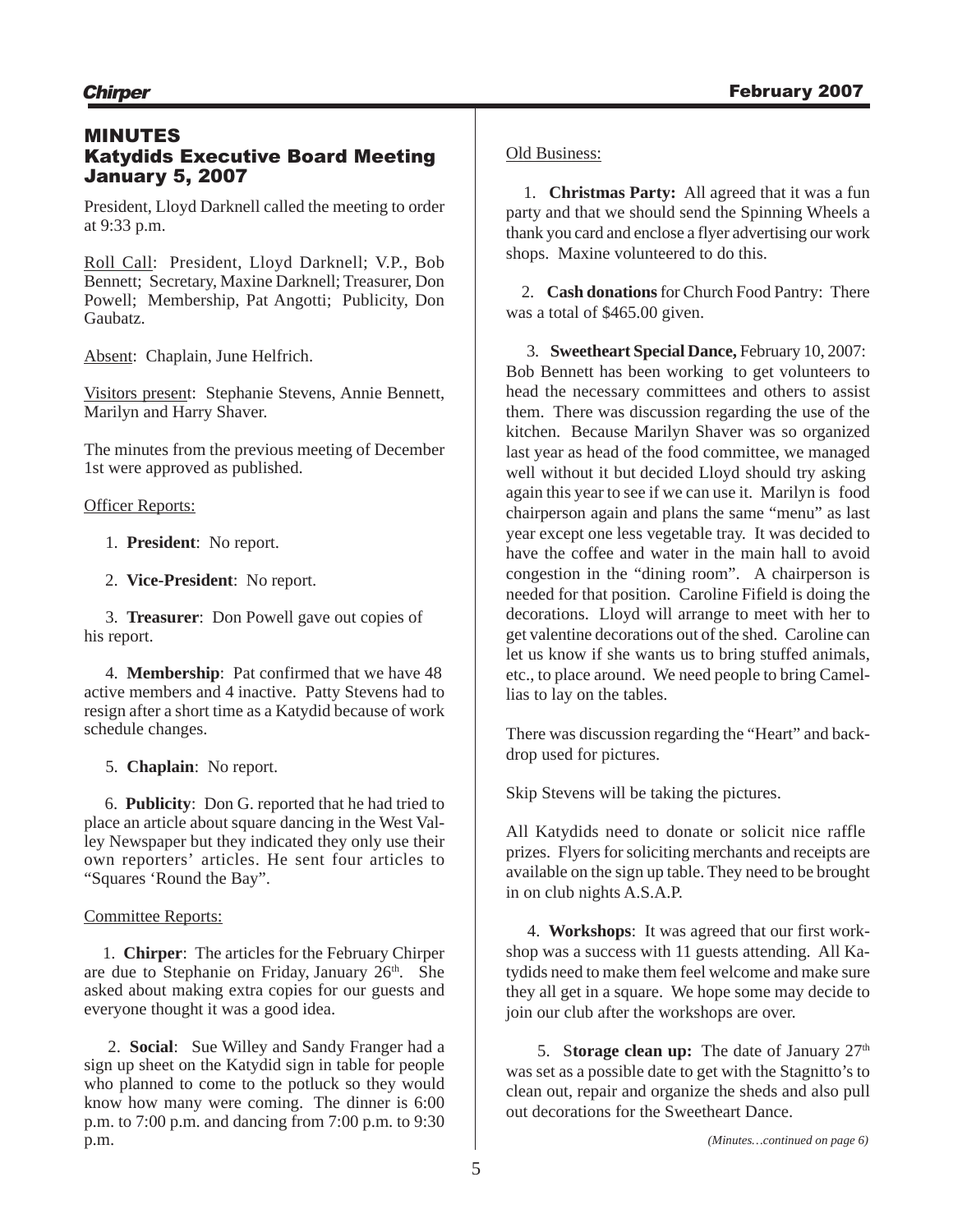# MINUTES
## Katydids Executive Board Meeting
## January 5, 2007

President, Lloyd Darknell called the meeting to order at 9:33 p.m.

Roll Call: President, Lloyd Darknell; V.P., Bob Bennett; Secretary, Maxine Darknell; Treasurer, Don Powell; Membership, Pat Angotti; Publicity, Don Gaubatz.

Absent: Chaplain, June Helfrich.

Visitors present: Stephanie Stevens, Annie Bennett, Marilyn and Harry Shaver.

The minutes from the previous meeting of December 1st were approved as published.

Officer Reports:

1. **President**: No report.

2. **Vice-President**: No report.

3. **Treasurer**: Don Powell gave out copies of his report.

4. **Membership**: Pat confirmed that we have 48 active members and 4 inactive. Patty Stevens had to resign after a short time as a Katydid because of work schedule changes.

5. **Chaplain**: No report.

6. **Publicity**: Don G. reported that he had tried to place an article about square dancing in the West Valley Newspaper but they indicated they only use their own reporters' articles. He sent four articles to "Squares 'Round the Bay".

Committee Reports:

1. **Chirper**: The articles for the February Chirper are due to Stephanie on Friday, January 26th. She asked about making extra copies for our guests and everyone thought it was a good idea.

2. **Social**: Sue Willey and Sandy Franger had a sign up sheet on the Katydid sign in table for people who planned to come to the potluck so they would know how many were coming. The dinner is 6:00 p.m. to 7:00 p.m. and dancing from 7:00 p.m. to 9:30 p.m.

Old Business:

1. **Christmas Party:** All agreed that it was a fun party and that we should send the Spinning Wheels a thank you card and enclose a flyer advertising our work shops. Maxine volunteered to do this.

2. **Cash donations** for Church Food Pantry: There was a total of $465.00 given.

3. **Sweetheart Special Dance,** February 10, 2007: Bob Bennett has been working to get volunteers to head the necessary committees and others to assist them. There was discussion regarding the use of the kitchen. Because Marilyn Shaver was so organized last year as head of the food committee, we managed well without it but decided Lloyd should try asking again this year to see if we can use it. Marilyn is food chairperson again and plans the same "menu" as last year except one less vegetable tray. It was decided to have the coffee and water in the main hall to avoid congestion in the "dining room". A chairperson is needed for that position. Caroline Fifield is doing the decorations. Lloyd will arrange to meet with her to get valentine decorations out of the shed. Caroline can let us know if she wants us to bring stuffed animals, etc., to place around. We need people to bring Camellias to lay on the tables.

There was discussion regarding the "Heart" and backdrop used for pictures.

Skip Stevens will be taking the pictures.

All Katydids need to donate or solicit nice raffle prizes. Flyers for soliciting merchants and receipts are available on the sign up table. They need to be brought in on club nights A.S.A.P.

4. **Workshops**: It was agreed that our first workshop was a success with 11 guests attending. All Katydids need to make them feel welcome and make sure they all get in a square. We hope some may decide to join our club after the workshops are over.

5. S**torage clean up:** The date of January 27th was set as a possible date to get with the Stagnitto's to clean out, repair and organize the sheds and also pull out decorations for the Sweetheart Dance.

*(Minutes…continued on page 6)*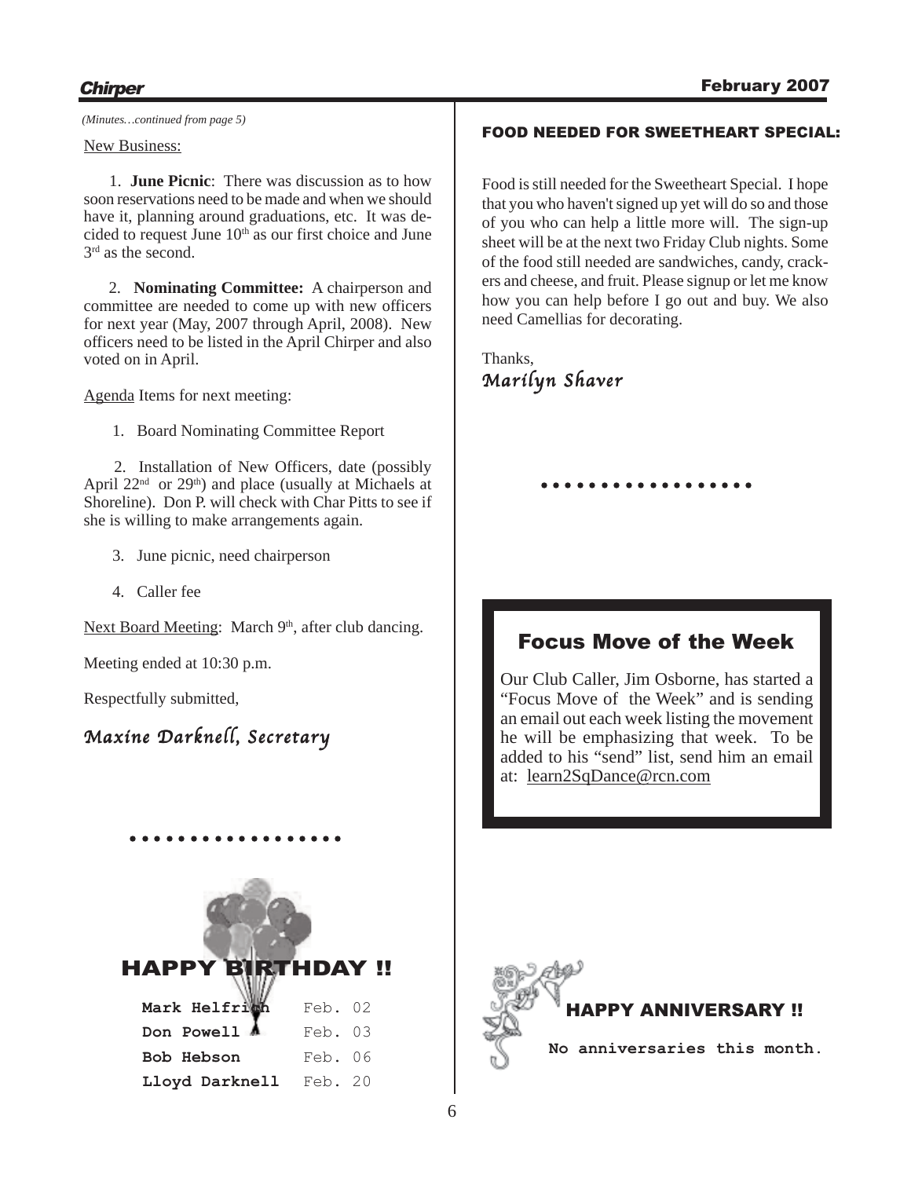*(Minutes…continued from page 5)*

New Business:

1. **June Picnic**: There was discussion as to how soon reservations need to be made and when we should have it, planning around graduations, etc. It was decided to request June 10th as our first choice and June 3rd as the second.

2. **Nominating Committee:** A chairperson and committee are needed to come up with new officers for next year (May, 2007 through April, 2008). New officers need to be listed in the April Chirper and also voted on in April.

Agenda Items for next meeting:

1. Board Nominating Committee Report

2. Installation of New Officers, date (possibly April 22nd or 29th) and place (usually at Michaels at Shoreline). Don P. will check with Char Pitts to see if she is willing to make arrangements again.

3. June picnic, need chairperson

4. Caller fee

Next Board Meeting: March 9th, after club dancing.

Meeting ended at 10:30 p.m.

Respectfully submitted,

*Maxine Darknell, Secretary*

## HAPPY BIRTHDAY !!

| | |
|---|---|
| **Mark Helfrich** | Feb. 02 |
| **Don Powell** | Feb. 03 |
| **Bob Hebson** | Feb. 06 |
| **Lloyd Darknell** | Feb. 20 |

## FOOD NEEDED FOR SWEETHEART SPECIAL:

Food is still needed for the Sweetheart Special. I hope that you who haven't signed up yet will do so and those of you who can help a little more will. The sign-up sheet will be at the next two Friday Club nights. Some of the food still needed are sandwiches, candy, crackers and cheese, and fruit. Please signup or let me know how you can help before I go out and buy. We also need Camellias for decorating.

Thanks,
*Marilyn Shaver*

## Focus Move of the Week

Our Club Caller, Jim Osborne, has started a "Focus Move of the Week" and is sending an email out each week listing the movement he will be emphasizing that week. To be added to his "send" list, send him an email at: learn2SqDance@rcn.com

## HAPPY ANNIVERSARY !!

**No anniversaries this month.**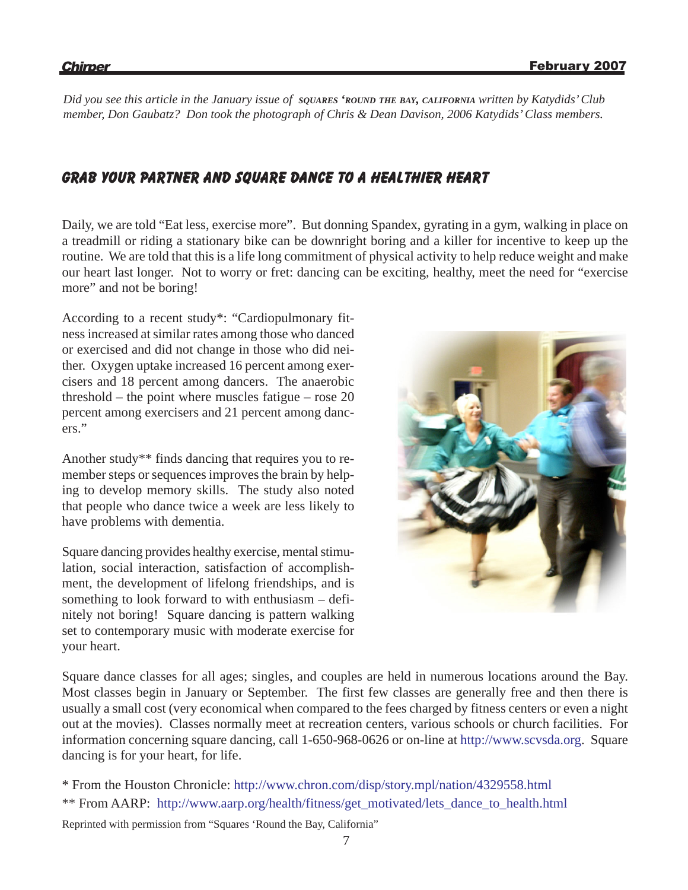*Did you see this article in the January issue of SQUARES 'ROUND THE BAY, CALIFORNIA written by Katydids' Club member, Don Gaubatz? Don took the photograph of Chris & Dean Davison, 2006 Katydids' Class members.*

## GRAB YOUR PARTNER AND SQUARE DANCE TO A HEALTHIER HEART

Daily, we are told "Eat less, exercise more". But donning Spandex, gyrating in a gym, walking in place on a treadmill or riding a stationary bike can be downright boring and a killer for incentive to keep up the routine. We are told that this is a life long commitment of physical activity to help reduce weight and make our heart last longer. Not to worry or fret: dancing can be exciting, healthy, meet the need for "exercise more" and not be boring!

According to a recent study*: "Cardiopulmonary fitness increased at similar rates among those who danced or exercised and did not change in those who did neither. Oxygen uptake increased 16 percent among exercisers and 18 percent among dancers. The anaerobic threshold – the point where muscles fatigue – rose 20 percent among exercisers and 21 percent among dancers."

Another study** finds dancing that requires you to remember steps or sequences improves the brain by helping to develop memory skills. The study also noted that people who dance twice a week are less likely to have problems with dementia.

Square dancing provides healthy exercise, mental stimulation, social interaction, satisfaction of accomplishment, the development of lifelong friendships, and is something to look forward to with enthusiasm – definitely not boring! Square dancing is pattern walking set to contemporary music with moderate exercise for your heart.

Square dance classes for all ages; singles, and couples are held in numerous locations around the Bay. Most classes begin in January or September. The first few classes are generally free and then there is usually a small cost (very economical when compared to the fees charged by fitness centers or even a night out at the movies). Classes normally meet at recreation centers, various schools or church facilities. For information concerning square dancing, call 1-650-968-0626 or on-line at http://www.scvsda.org. Square dancing is for your heart, for life.

* From the Houston Chronicle: http://www.chron.com/disp/story.mpl/nation/4329558.html

** From AARP: http://www.aarp.org/health/fitness/get_motivated/lets_dance_to_health.html

Reprinted with permission from "Squares 'Round the Bay, California"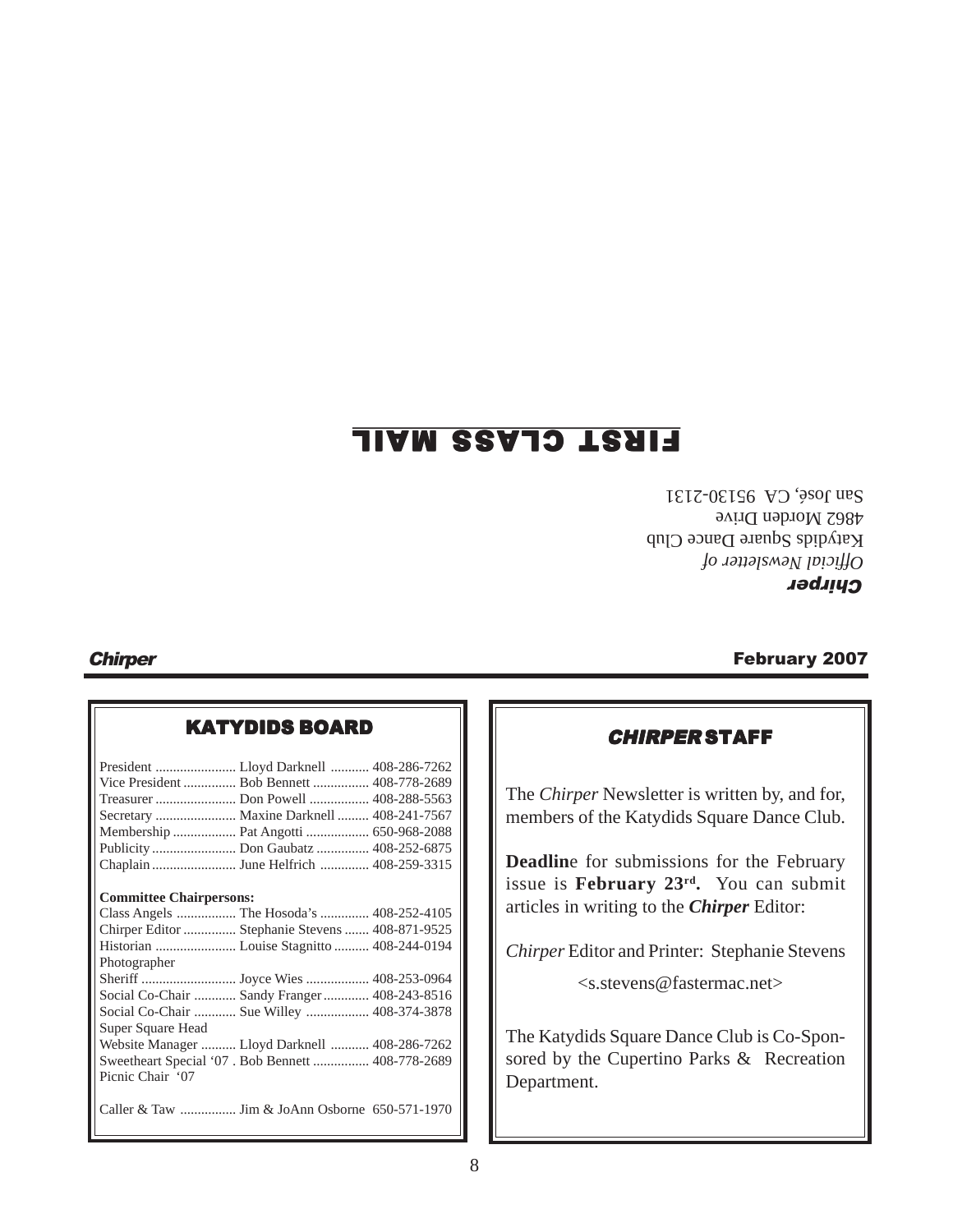**FIRST CLASS MAIL**

***Chirper***
*Official Newsletter of*
Katydids Square Dance Club
4862 Morden Drive
San José, CA 95130-2131

## KATYDIDS BOARD

| | | |
|---|---|---|
| President | Lloyd Darknell | 408-286-7262 |
| Vice President | Bob Bennett | 408-778-2689 |
| Treasurer | Don Powell | 408-288-5563 |
| Secretary | Maxine Darknell | 408-241-7567 |
| Membership | Pat Angotti | 650-968-2088 |
| Publicity | Don Gaubatz | 408-252-6875 |
| Chaplain | June Helfrich | 408-259-3315 |

**Committee Chairpersons:**

| | | |
|---|---|---|
| Class Angels | The Hosoda's | 408-252-4105 |
| Chirper Editor | Stephanie Stevens | 408-871-9525 |
| Historian | Louise Stagnitto | 408-244-0194 |
| Photographer | | |
| Sheriff | Joyce Wies | 408-253-0964 |
| Social Co-Chair | Sandy Franger | 408-243-8516 |
| Social Co-Chair | Sue Willey | 408-374-3878 |
| Super Square Head | | |
| Website Manager | Lloyd Darknell | 408-286-7262 |
| Sweetheart Special '07 | Bob Bennett | 408-778-2689 |
| Picnic Chair '07 | | |

| | | |
|---|---|---|
| Caller & Taw | Jim & JoAnn Osborne | 650-571-1970 |

## *CHIRPER* STAFF

The *Chirper* Newsletter is written by, and for, members of the Katydids Square Dance Club.

**Deadlin**e for submissions for the February issue is **February 23rd.** You can submit articles in writing to the ***Chirper*** Editor:

*Chirper* Editor and Printer: Stephanie Stevens

<s.stevens@fastermac.net>

The Katydids Square Dance Club is Co-Sponsored by the Cupertino Parks & Recreation Department.